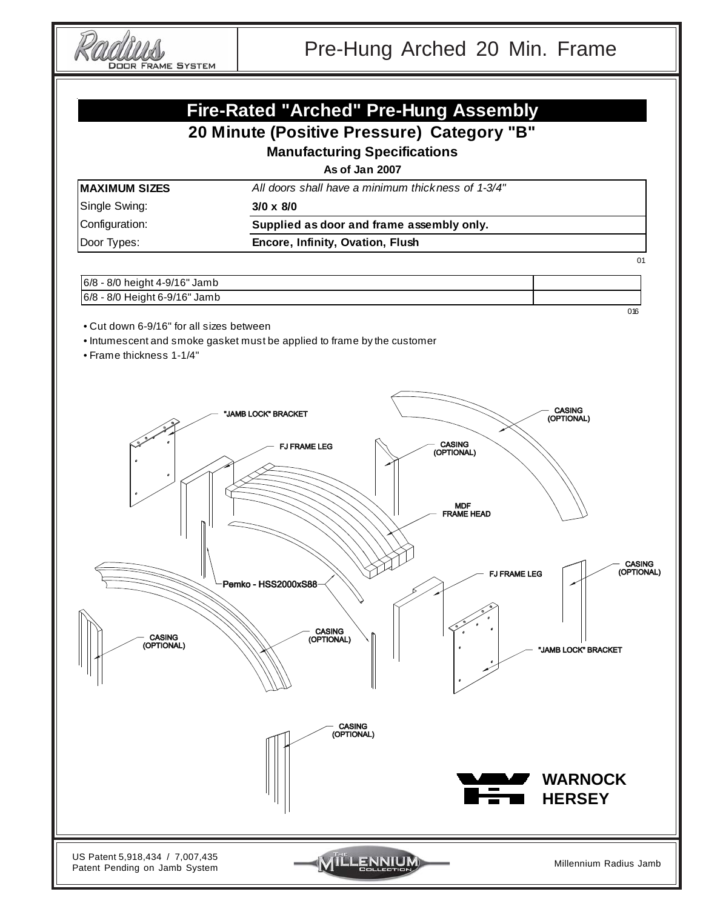# Pre-Hung Arched 20 Min. Frame

## Fire-Rated "Arched" Pre-Hung Assembly

### 20 Minute (Positive Pressure) Category "B"

**Manufacturing Specifications**

**As of Jan 2007**

| **MAXIMUM SIZES** | *All doors shall have a minimum thickness of 1-3/4"* |
|---|---|
| Single Swing: | **3/0 x 8/0** |
| Configuration: | **Supplied as door and frame assembly only.** |
| Door Types: | **Encore, Infinity, Ovation, Flush** |

01

| | |
|---|---|
| 6/8 - 8/0 height 4-9/16" Jamb | |
| 6/8 - 8/0 Height 6-9/16" Jamb | |

016

- Cut down 6-9/16" for all sizes between
- Intumescent and smoke gasket must be applied to frame by the customer
- Frame thickness 1-1/4"

"JAMB LOCK" BRACKET

FJ FRAME LEG

CASING (OPTIONAL)

MDF FRAME HEAD

Pemko - HSS2000xS88

WARNOCK HERSEY

US Patent 5,918,434 / 7,007,435
Patent Pending on Jamb System

Millennium Radius Jamb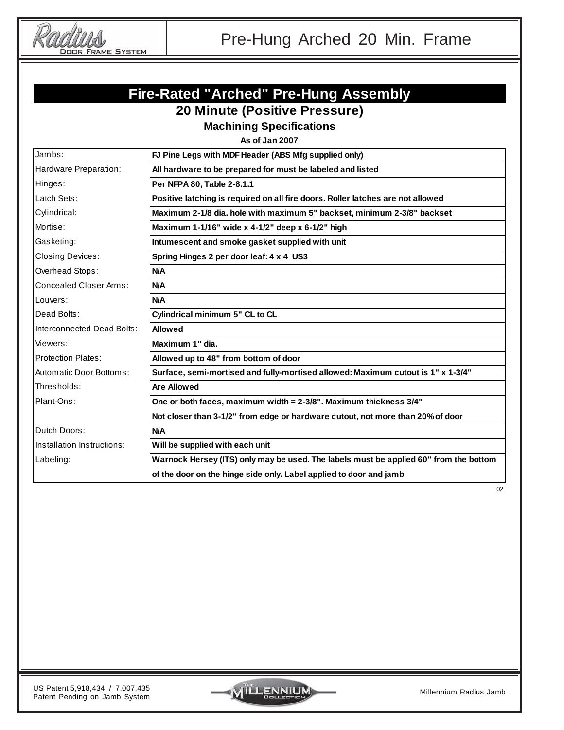# Pre-Hung Arched 20 Min. Frame

## Fire-Rated "Arched" Pre-Hung Assembly

### 20 Minute (Positive Pressure)

**Machining Specifications**

**As of Jan 2007**

| | |
|---|---|
| Jambs: | **FJ Pine Legs with MDF Header (ABS Mfg supplied only)** |
| Hardware Preparation: | **All hardware to be prepared for must be labeled and listed** |
| Hinges: | **Per NFPA 80, Table 2-8.1.1** |
| Latch Sets: | **Positive latching is required on all fire doors. Roller latches are not allowed** |
| Cylindrical: | **Maximum 2-1/8 dia. hole with maximum 5" backset, minimum 2-3/8" backset** |
| Mortise: | **Maximum 1-1/16" wide x 4-1/2" deep x 6-1/2" high** |
| Gasketing: | **Intumescent and smoke gasket supplied with unit** |
| Closing Devices: | **Spring Hinges 2 per door leaf: 4 x 4 US3** |
| Overhead Stops: | **N/A** |
| Concealed Closer Arms: | **N/A** |
| Louvers: | **N/A** |
| Dead Bolts: | **Cylindrical minimum 5" CL to CL** |
| Interconnected Dead Bolts: | **Allowed** |
| Viewers: | **Maximum 1" dia.** |
| Protection Plates: | **Allowed up to 48" from bottom of door** |
| Automatic Door Bottoms: | **Surface, semi-mortised and fully-mortised allowed: Maximum cutout is 1" x 1-3/4"** |
| Thresholds: | **Are Allowed** |
| Plant-Ons: | **One or both faces, maximum width = 2-3/8". Maximum thickness 3/4"** |
| | **Not closer than 3-1/2" from edge or hardware cutout, not more than 20% of door** |
| Dutch Doors: | **N/A** |
| Installation Instructions: | **Will be supplied with each unit** |
| Labeling: | **Warnock Hersey (ITS) only may be used. The labels must be applied 60" from the bottom of the door on the hinge side only. Label applied to door and jamb** |

02

US Patent 5,918,434 / 7,007,435
Patent Pending on Jamb System

Millennium Radius Jamb